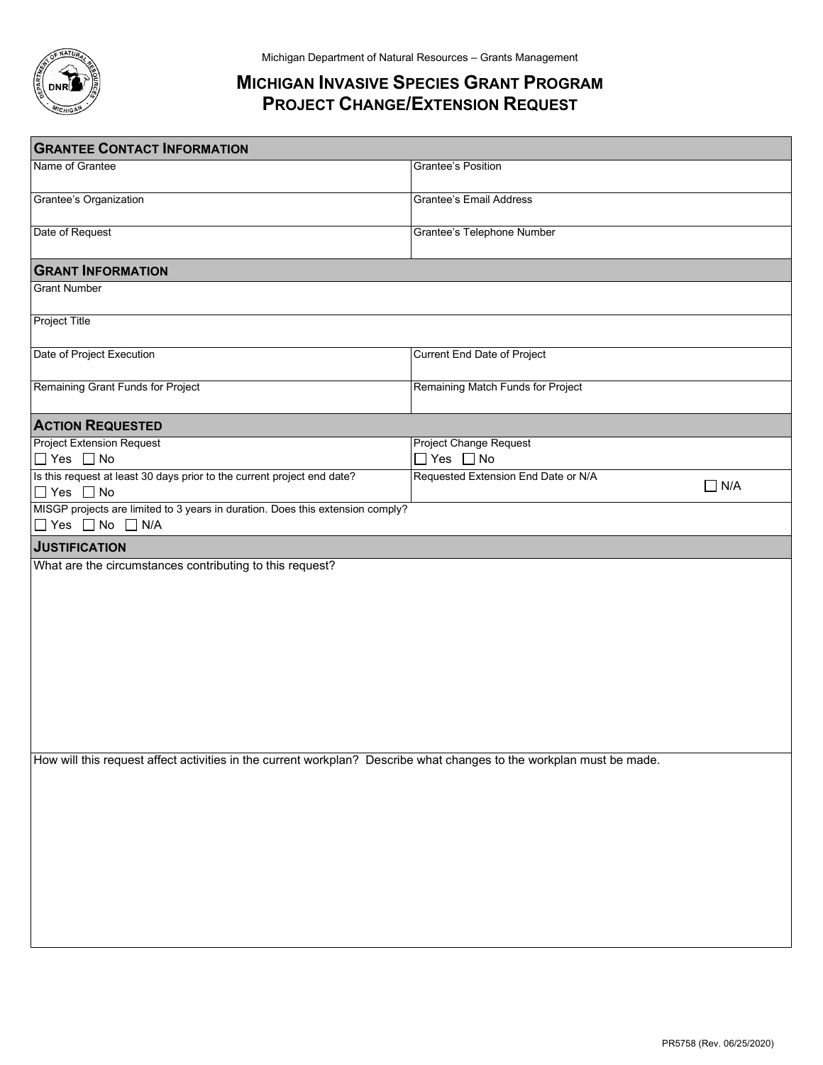Michigan Department of Natural Resources – Grants Management

# Michigan Invasive Species Grant Program
# Project Change/Extension Request

## Grantee Contact Information

| Name of Grantee | Grantee's Position |
|---|---|
| Grantee's Organization | Grantee's Email Address |
| Date of Request | Grantee's Telephone Number |

## Grant Information

| Grant Number | |
|---|---|
| Project Title | |
| Date of Project Execution | Current End Date of Project |
| Remaining Grant Funds for Project | Remaining Match Funds for Project |

## Action Requested

| Project Extension Request<br>☐ Yes ☐ No | Project Change Request<br>☐ Yes ☐ No |
|---|---|
| Is this request at least 30 days prior to the current project end date?<br>☐ Yes ☐ No | Requested Extension End Date or N/A ☐ N/A |
| MISGP projects are limited to 3 years in duration. Does this extension comply?<br>☐ Yes ☐ No ☐ N/A | |

## Justification

What are the circumstances contributing to this request?

How will this request affect activities in the current workplan? Describe what changes to the workplan must be made.

PR5758 (Rev. 06/25/2020)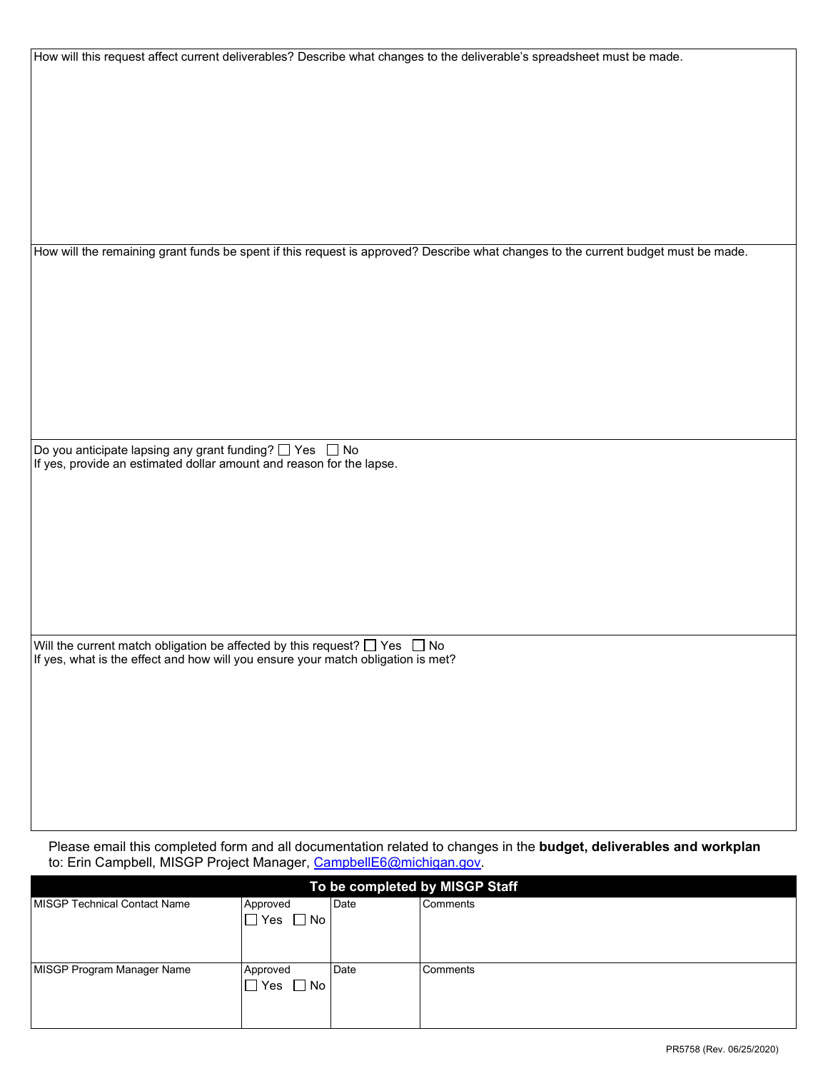How will this request affect current deliverables? Describe what changes to the deliverable's spreadsheet must be made.

How will the remaining grant funds be spent if this request is approved? Describe what changes to the current budget must be made.

Do you anticipate lapsing any grant funding? ☐ Yes ☐ No
If yes, provide an estimated dollar amount and reason for the lapse.

Will the current match obligation be affected by this request? ☐ Yes ☐ No
If yes, what is the effect and how will you ensure your match obligation is met?

Please email this completed form and all documentation related to changes in the **budget, deliverables and workplan** to: Erin Campbell, MISGP Project Manager, CampbellE6@michigan.gov.

| To be completed by MISGP Staff | | | |
|---|---|---|---|
| MISGP Technical Contact Name | Approved ☐ Yes ☐ No | Date | Comments |
| MISGP Program Manager Name | Approved ☐ Yes ☐ No | Date | Comments |

PR5758 (Rev. 06/25/2020)